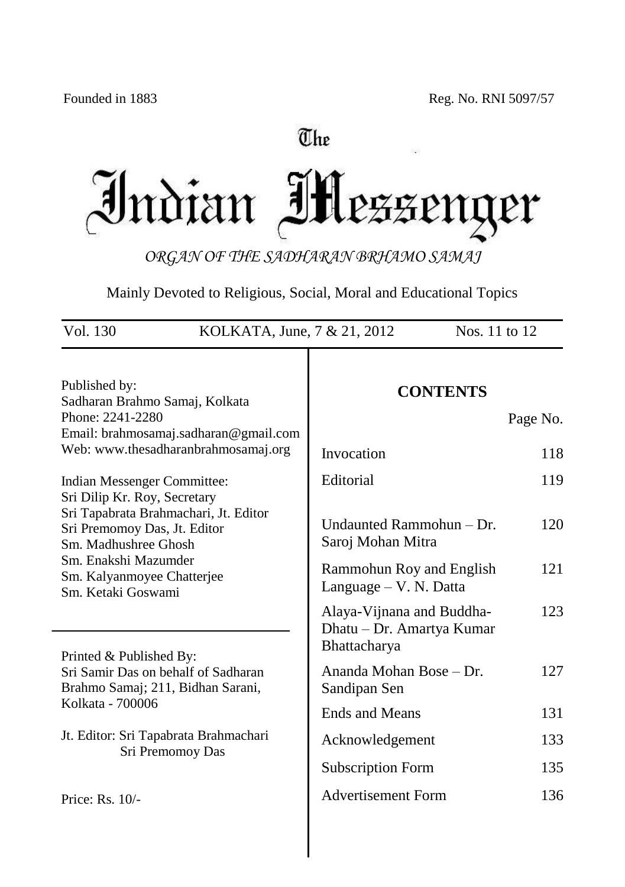Founded in 1883 Reg. No. RNI 5097/57

# The Indian Messenger

*ORGAN OF THE SADHARAN BRHAMO SAMAJ*

Mainly Devoted to Religious, Social, Moral and Educational Topics

Vol. 130 KOLKATA, June, 7 & 21, 2012 Nos. 11 to 12

Published by:
Sadharan Brahmo Samaj, Kolkata
Phone: 2241-2280
Email: brahmosamaj.sadharan@gmail.com
Web: www.thesadharanbrahmosamaj.org

Indian Messenger Committee:
Sri Dilip Kr. Roy, Secretary
Sri Tapabrata Brahmachari, Jt. Editor
Sri Premomoy Das, Jt. Editor
Sm. Madhushree Ghosh
Sm. Enakshi Mazumder
Sm. Kalyanmoyee Chatterjee
Sm. Ketaki Goswami

Printed & Published By:
Sri Samir Das on behalf of Sadharan Brahmo Samaj; 211, Bidhan Sarani, Kolkata - 700006

Jt. Editor: Sri Tapabrata Brahmachari
Sri Premomoy Das

Price: Rs. 10/-

## CONTENTS

| | Page No. |
|---|---|
| Invocation | 118 |
| Editorial | 119 |
| Undaunted Rammohun – Dr. Saroj Mohan Mitra | 120 |
| Rammohun Roy and English Language – V. N. Datta | 121 |
| Alaya-Vijnana and Buddha-Dhatu – Dr. Amartya Kumar Bhattacharya | 123 |
| Ananda Mohan Bose – Dr. Sandipan Sen | 127 |
| Ends and Means | 131 |
| Acknowledgement | 133 |
| Subscription Form | 135 |
| Advertisement Form | 136 |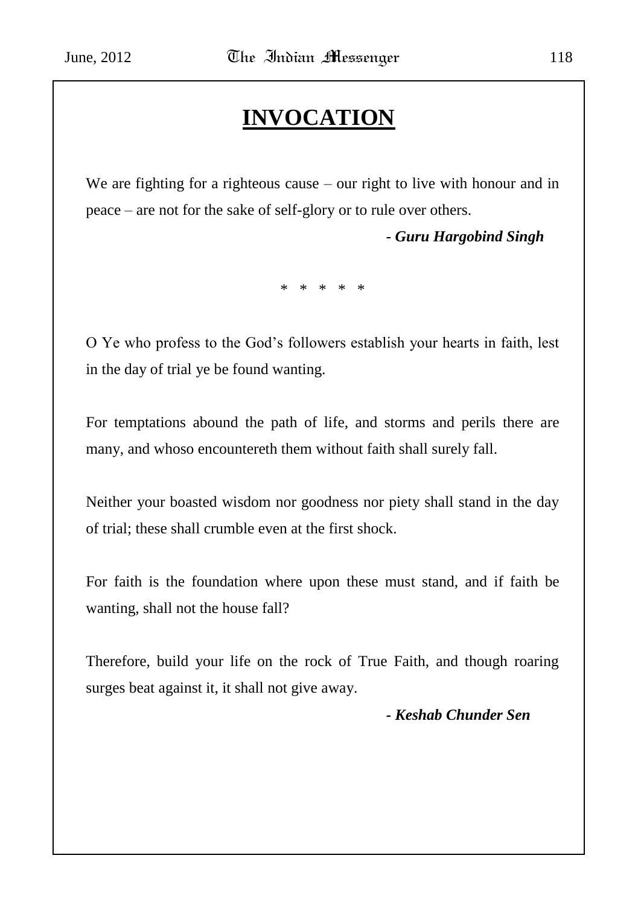# INVOCATION

We are fighting for a righteous cause – our right to live with honour and in peace – are not for the sake of self-glory or to rule over others.

***- Guru Hargobind Singh***

\* \* \* \* \*

O Ye who profess to the God's followers establish your hearts in faith, lest in the day of trial ye be found wanting.

For temptations abound the path of life, and storms and perils there are many, and whoso encountereth them without faith shall surely fall.

Neither your boasted wisdom nor goodness nor piety shall stand in the day of trial; these shall crumble even at the first shock.

For faith is the foundation where upon these must stand, and if faith be wanting, shall not the house fall?

Therefore, build your life on the rock of True Faith, and though roaring surges beat against it, it shall not give away.

***- Keshab Chunder Sen***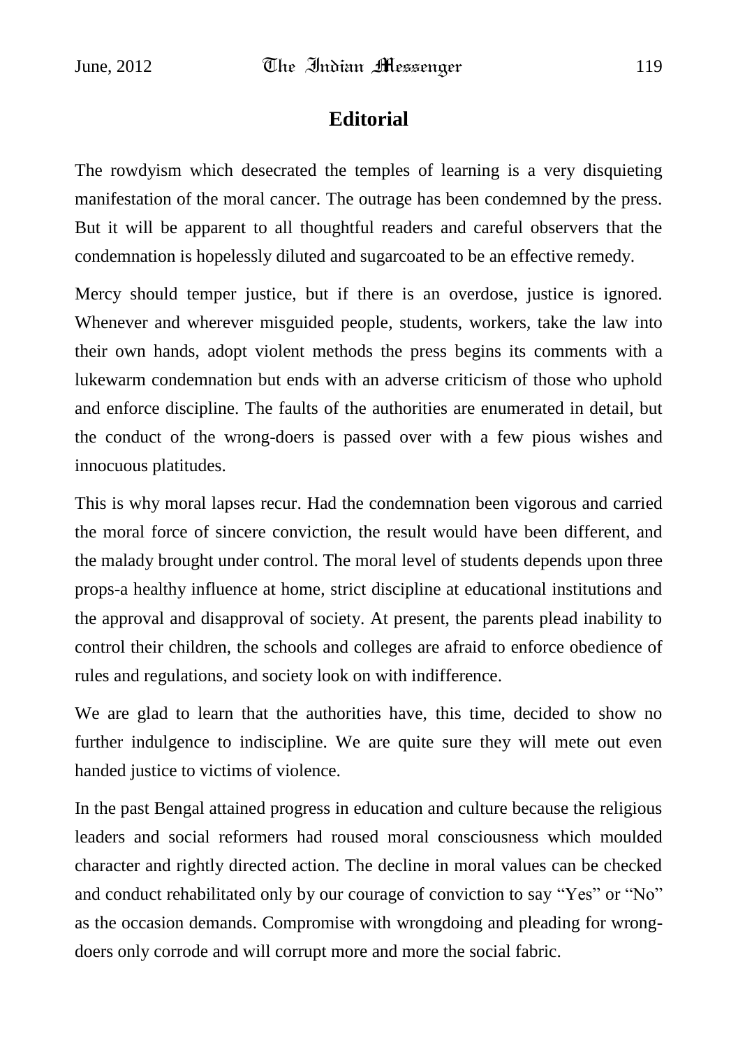# Editorial

The rowdyism which desecrated the temples of learning is a very disquieting manifestation of the moral cancer. The outrage has been condemned by the press. But it will be apparent to all thoughtful readers and careful observers that the condemnation is hopelessly diluted and sugarcoated to be an effective remedy.

Mercy should temper justice, but if there is an overdose, justice is ignored. Whenever and wherever misguided people, students, workers, take the law into their own hands, adopt violent methods the press begins its comments with a lukewarm condemnation but ends with an adverse criticism of those who uphold and enforce discipline. The faults of the authorities are enumerated in detail, but the conduct of the wrong-doers is passed over with a few pious wishes and innocuous platitudes.

This is why moral lapses recur. Had the condemnation been vigorous and carried the moral force of sincere conviction, the result would have been different, and the malady brought under control. The moral level of students depends upon three props-a healthy influence at home, strict discipline at educational institutions and the approval and disapproval of society. At present, the parents plead inability to control their children, the schools and colleges are afraid to enforce obedience of rules and regulations, and society look on with indifference.

We are glad to learn that the authorities have, this time, decided to show no further indulgence to indiscipline. We are quite sure they will mete out even handed justice to victims of violence.

In the past Bengal attained progress in education and culture because the religious leaders and social reformers had roused moral consciousness which moulded character and rightly directed action. The decline in moral values can be checked and conduct rehabilitated only by our courage of conviction to say "Yes" or "No" as the occasion demands. Compromise with wrongdoing and pleading for wrong-doers only corrode and will corrupt more and more the social fabric.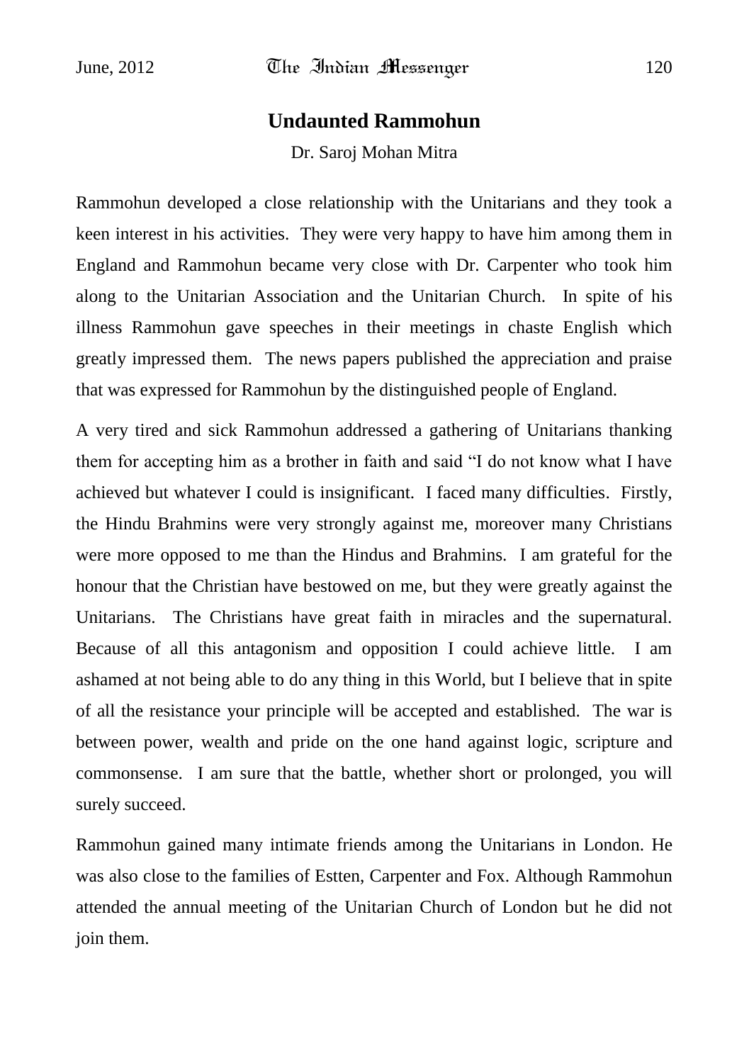## Undaunted Rammohun

Dr. Saroj Mohan Mitra

Rammohun developed a close relationship with the Unitarians and they took a keen interest in his activities. They were very happy to have him among them in England and Rammohun became very close with Dr. Carpenter who took him along to the Unitarian Association and the Unitarian Church. In spite of his illness Rammohun gave speeches in their meetings in chaste English which greatly impressed them. The news papers published the appreciation and praise that was expressed for Rammohun by the distinguished people of England.

A very tired and sick Rammohun addressed a gathering of Unitarians thanking them for accepting him as a brother in faith and said "I do not know what I have achieved but whatever I could is insignificant. I faced many difficulties. Firstly, the Hindu Brahmins were very strongly against me, moreover many Christians were more opposed to me than the Hindus and Brahmins. I am grateful for the honour that the Christian have bestowed on me, but they were greatly against the Unitarians. The Christians have great faith in miracles and the supernatural. Because of all this antagonism and opposition I could achieve little. I am ashamed at not being able to do any thing in this World, but I believe that in spite of all the resistance your principle will be accepted and established. The war is between power, wealth and pride on the one hand against logic, scripture and commonsense. I am sure that the battle, whether short or prolonged, you will surely succeed.

Rammohun gained many intimate friends among the Unitarians in London. He was also close to the families of Estten, Carpenter and Fox. Although Rammohun attended the annual meeting of the Unitarian Church of London but he did not join them.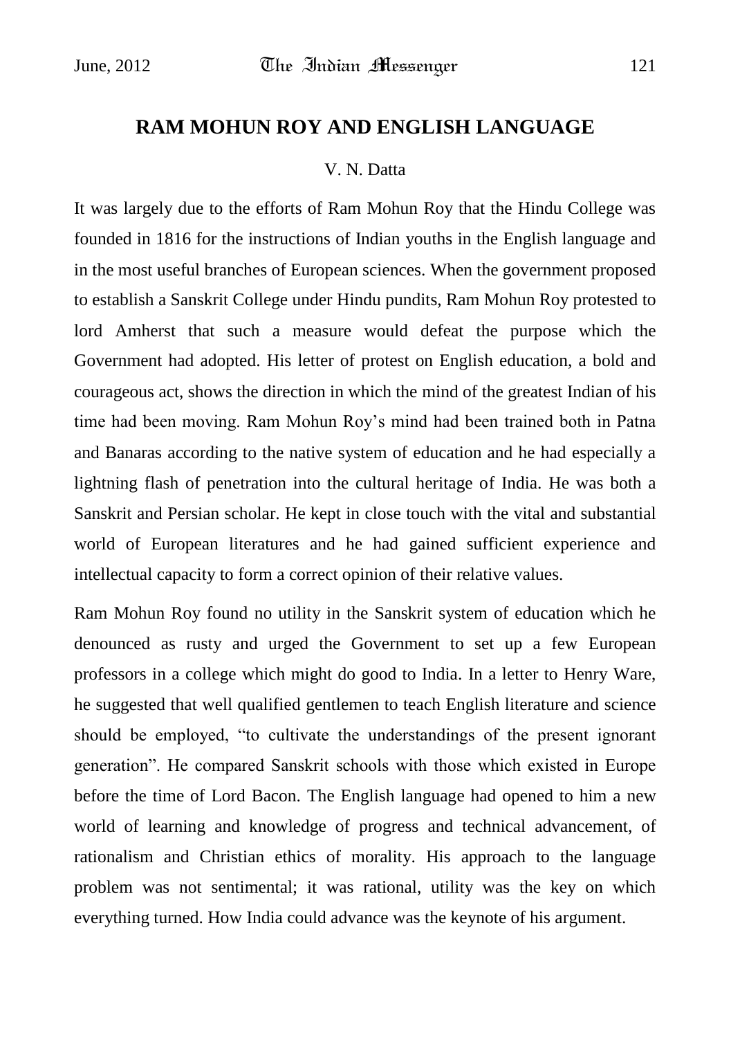## RAM MOHUN ROY AND ENGLISH LANGUAGE

V. N. Datta

It was largely due to the efforts of Ram Mohun Roy that the Hindu College was founded in 1816 for the instructions of Indian youths in the English language and in the most useful branches of European sciences. When the government proposed to establish a Sanskrit College under Hindu pundits, Ram Mohun Roy protested to lord Amherst that such a measure would defeat the purpose which the Government had adopted. His letter of protest on English education, a bold and courageous act, shows the direction in which the mind of the greatest Indian of his time had been moving. Ram Mohun Roy's mind had been trained both in Patna and Banaras according to the native system of education and he had especially a lightning flash of penetration into the cultural heritage of India. He was both a Sanskrit and Persian scholar. He kept in close touch with the vital and substantial world of European literatures and he had gained sufficient experience and intellectual capacity to form a correct opinion of their relative values.

Ram Mohun Roy found no utility in the Sanskrit system of education which he denounced as rusty and urged the Government to set up a few European professors in a college which might do good to India. In a letter to Henry Ware, he suggested that well qualified gentlemen to teach English literature and science should be employed, "to cultivate the understandings of the present ignorant generation". He compared Sanskrit schools with those which existed in Europe before the time of Lord Bacon. The English language had opened to him a new world of learning and knowledge of progress and technical advancement, of rationalism and Christian ethics of morality. His approach to the language problem was not sentimental; it was rational, utility was the key on which everything turned. How India could advance was the keynote of his argument.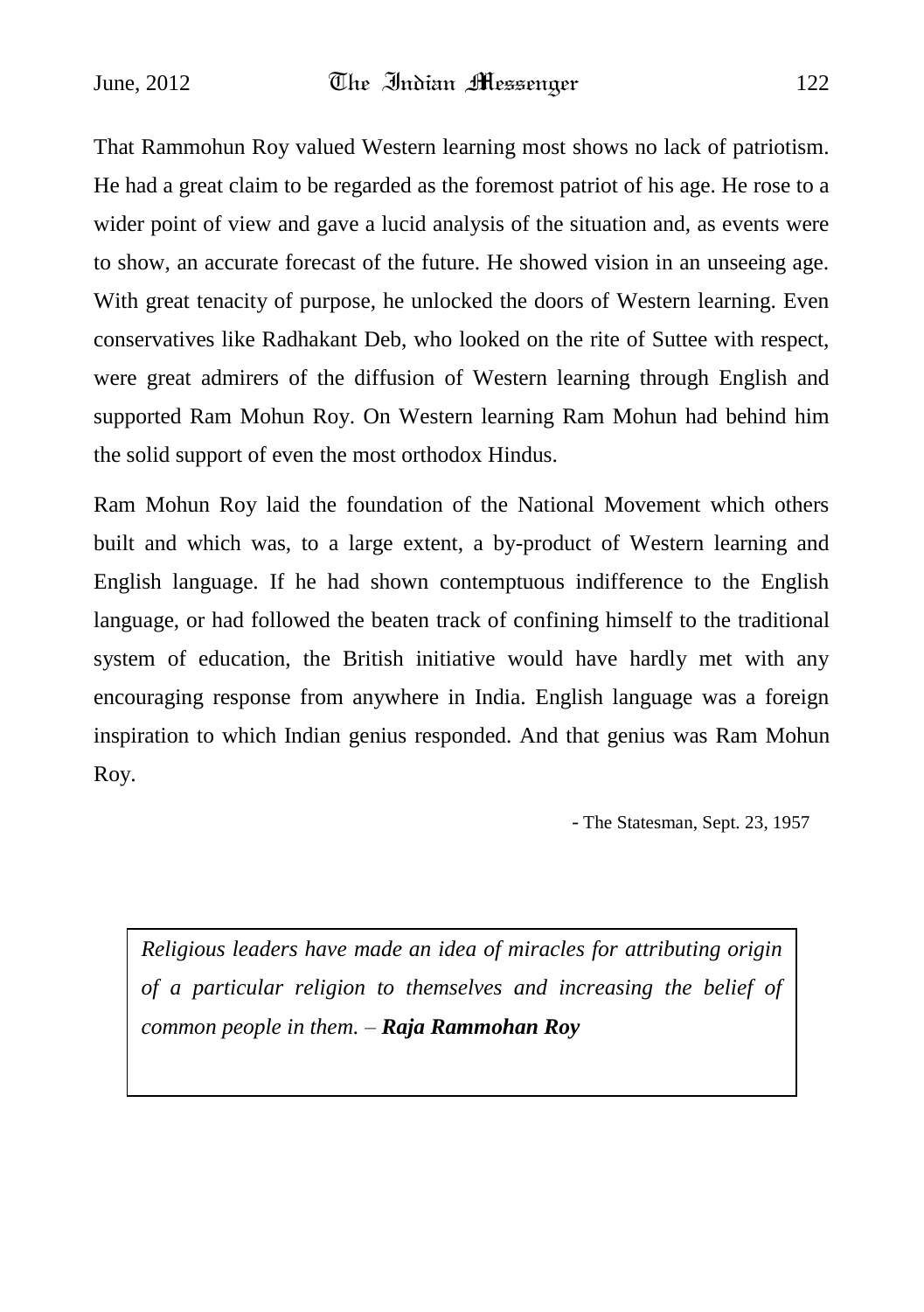That Rammohun Roy valued Western learning most shows no lack of patriotism. He had a great claim to be regarded as the foremost patriot of his age. He rose to a wider point of view and gave a lucid analysis of the situation and, as events were to show, an accurate forecast of the future. He showed vision in an unseeing age. With great tenacity of purpose, he unlocked the doors of Western learning. Even conservatives like Radhakant Deb, who looked on the rite of Suttee with respect, were great admirers of the diffusion of Western learning through English and supported Ram Mohun Roy. On Western learning Ram Mohun had behind him the solid support of even the most orthodox Hindus.

Ram Mohun Roy laid the foundation of the National Movement which others built and which was, to a large extent, a by-product of Western learning and English language. If he had shown contemptuous indifference to the English language, or had followed the beaten track of confining himself to the traditional system of education, the British initiative would have hardly met with any encouraging response from anywhere in India. English language was a foreign inspiration to which Indian genius responded. And that genius was Ram Mohun Roy.

- The Statesman, Sept. 23, 1957

> *Religious leaders have made an idea of miracles for attributing origin of a particular religion to themselves and increasing the belief of common people in them.* – ***Raja Rammohan Roy***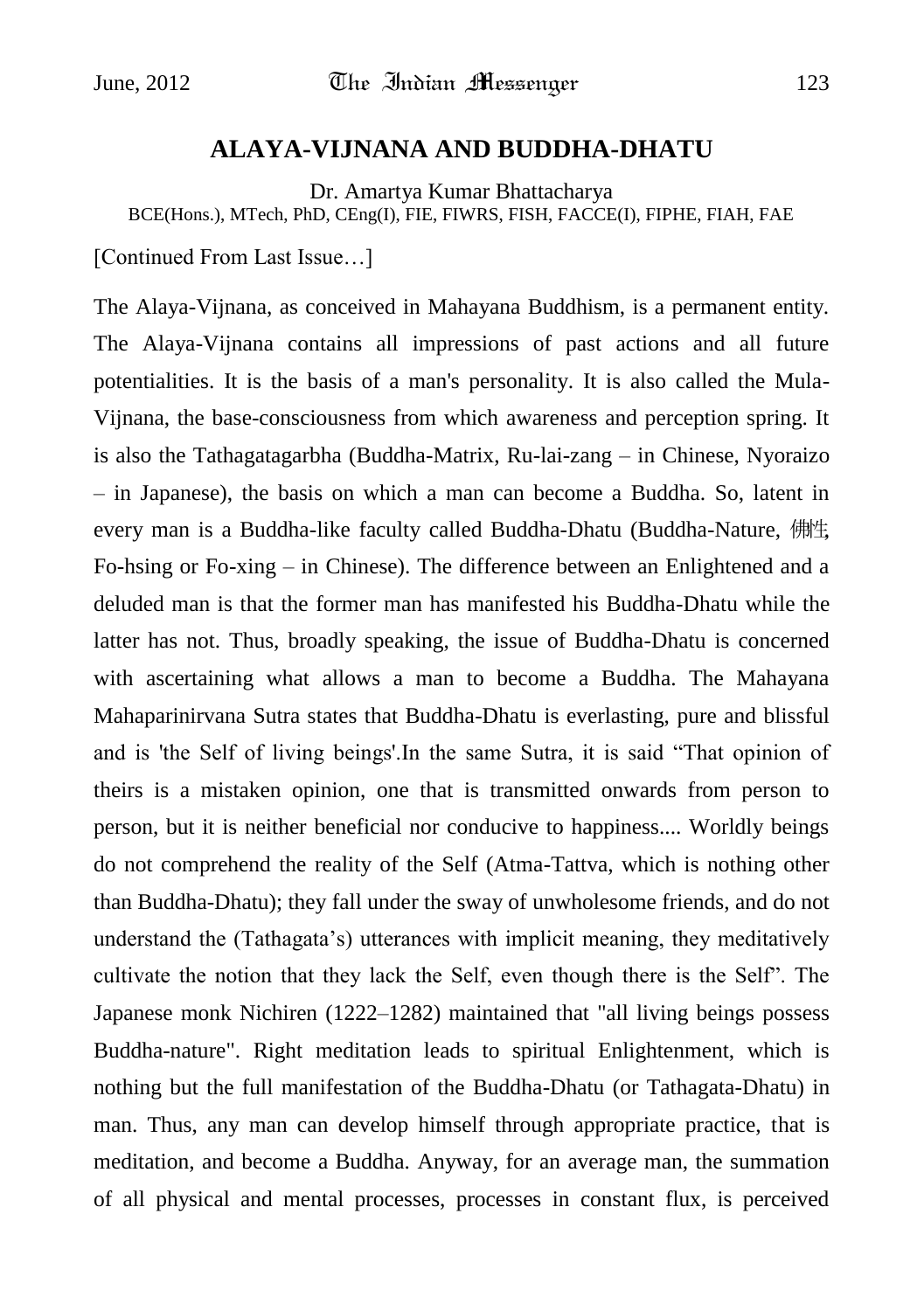## ALAYA-VIJNANA AND BUDDHA-DHATU

Dr. Amartya Kumar Bhattacharya
BCE(Hons.), MTech, PhD, CEng(I), FIE, FIWRS, FISH, FACCE(I), FIPHE, FIAH, FAE

[Continued From Last Issue…]

The Alaya-Vijnana, as conceived in Mahayana Buddhism, is a permanent entity. The Alaya-Vijnana contains all impressions of past actions and all future potentialities. It is the basis of a man's personality. It is also called the Mula-Vijnana, the base-consciousness from which awareness and perception spring. It is also the Tathagatagarbha (Buddha-Matrix, Ru-lai-zang – in Chinese, Nyoraizo – in Japanese), the basis on which a man can become a Buddha. So, latent in every man is a Buddha-like faculty called Buddha-Dhatu (Buddha-Nature, 佛性, Fo-hsing or Fo-xing – in Chinese). The difference between an Enlightened and a deluded man is that the former man has manifested his Buddha-Dhatu while the latter has not. Thus, broadly speaking, the issue of Buddha-Dhatu is concerned with ascertaining what allows a man to become a Buddha. The Mahayana Mahaparinirvana Sutra states that Buddha-Dhatu is everlasting, pure and blissful and is 'the Self of living beings'.In the same Sutra, it is said "That opinion of theirs is a mistaken opinion, one that is transmitted onwards from person to person, but it is neither beneficial nor conducive to happiness.... Worldly beings do not comprehend the reality of the Self (Atma-Tattva, which is nothing other than Buddha-Dhatu); they fall under the sway of unwholesome friends, and do not understand the (Tathagata's) utterances with implicit meaning, they meditatively cultivate the notion that they lack the Self, even though there is the Self". The Japanese monk Nichiren (1222–1282) maintained that "all living beings possess Buddha-nature". Right meditation leads to spiritual Enlightenment, which is nothing but the full manifestation of the Buddha-Dhatu (or Tathagata-Dhatu) in man. Thus, any man can develop himself through appropriate practice, that is meditation, and become a Buddha. Anyway, for an average man, the summation of all physical and mental processes, processes in constant flux, is perceived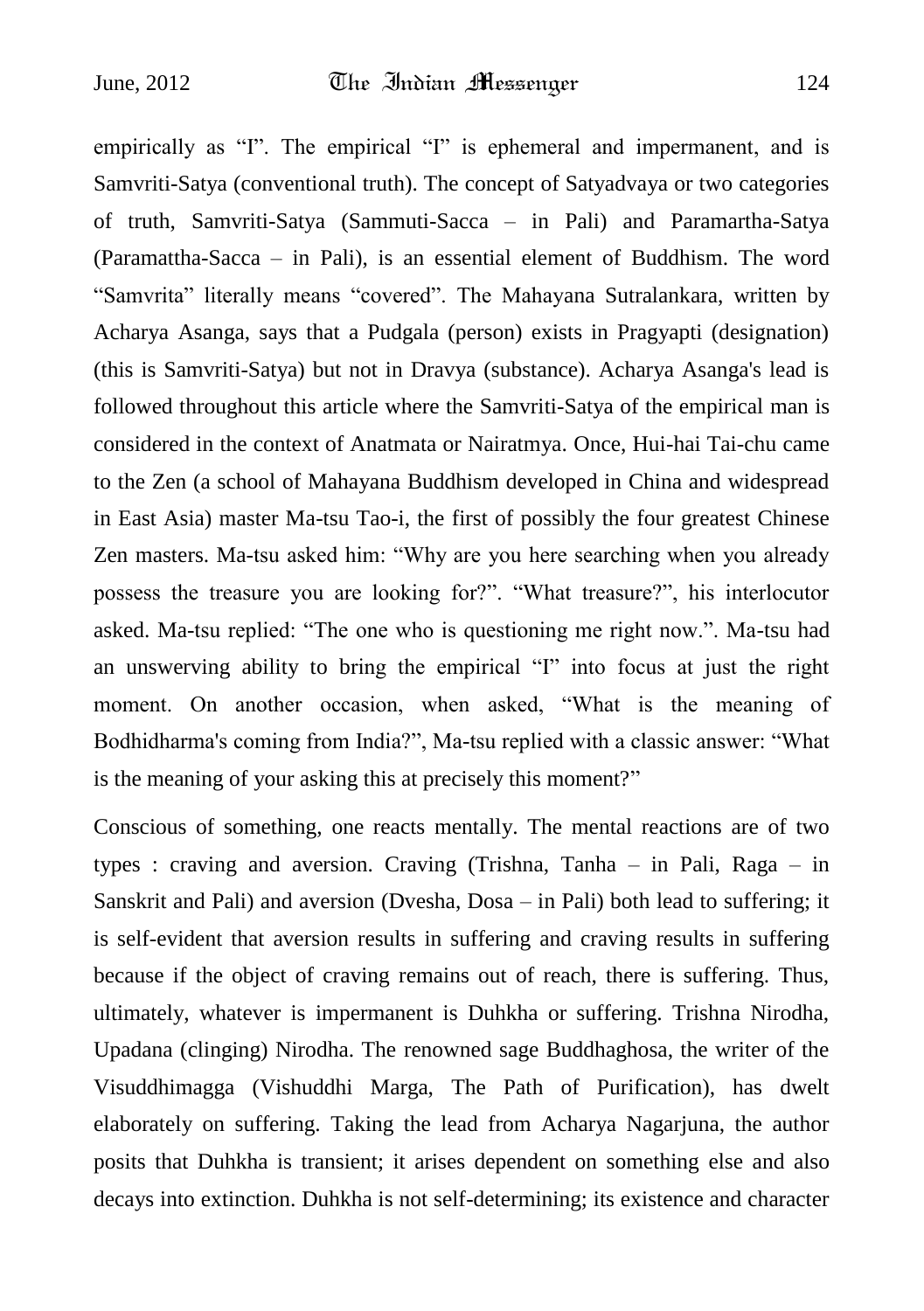empirically as "I". The empirical "I" is ephemeral and impermanent, and is Samvriti-Satya (conventional truth). The concept of Satyadvaya or two categories of truth, Samvriti-Satya (Sammuti-Sacca – in Pali) and Paramartha-Satya (Paramattha-Sacca – in Pali), is an essential element of Buddhism. The word "Samvrita" literally means "covered". The Mahayana Sutralankara, written by Acharya Asanga, says that a Pudgala (person) exists in Pragyapti (designation) (this is Samvriti-Satya) but not in Dravya (substance). Acharya Asanga's lead is followed throughout this article where the Samvriti-Satya of the empirical man is considered in the context of Anatmata or Nairatmya. Once, Hui-hai Tai-chu came to the Zen (a school of Mahayana Buddhism developed in China and widespread in East Asia) master Ma-tsu Tao-i, the first of possibly the four greatest Chinese Zen masters. Ma-tsu asked him: "Why are you here searching when you already possess the treasure you are looking for?". "What treasure?", his interlocutor asked. Ma-tsu replied: "The one who is questioning me right now.". Ma-tsu had an unswerving ability to bring the empirical "I" into focus at just the right moment. On another occasion, when asked, "What is the meaning of Bodhidharma's coming from India?", Ma-tsu replied with a classic answer: "What is the meaning of your asking this at precisely this moment?"

Conscious of something, one reacts mentally. The mental reactions are of two types : craving and aversion. Craving (Trishna, Tanha – in Pali, Raga – in Sanskrit and Pali) and aversion (Dvesha, Dosa – in Pali) both lead to suffering; it is self-evident that aversion results in suffering and craving results in suffering because if the object of craving remains out of reach, there is suffering. Thus, ultimately, whatever is impermanent is Duhkha or suffering. Trishna Nirodha, Upadana (clinging) Nirodha. The renowned sage Buddhaghosa, the writer of the Visuddhimagga (Vishuddhi Marga, The Path of Purification), has dwelt elaborately on suffering. Taking the lead from Acharya Nagarjuna, the author posits that Duhkha is transient; it arises dependent on something else and also decays into extinction. Duhkha is not self-determining; its existence and character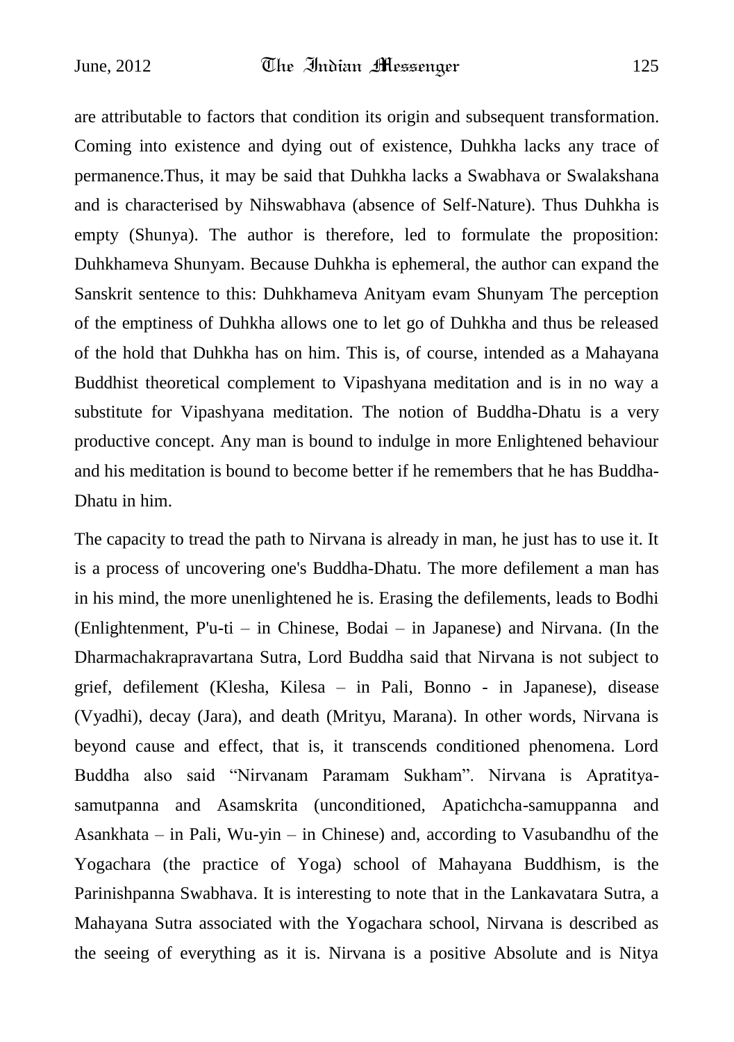are attributable to factors that condition its origin and subsequent transformation. Coming into existence and dying out of existence, Duhkha lacks any trace of permanence.Thus, it may be said that Duhkha lacks a Swabhava or Swalakshana and is characterised by Nihswabhava (absence of Self-Nature). Thus Duhkha is empty (Shunya). The author is therefore, led to formulate the proposition: Duhkhameva Shunyam. Because Duhkha is ephemeral, the author can expand the Sanskrit sentence to this: Duhkhameva Anityam evam Shunyam The perception of the emptiness of Duhkha allows one to let go of Duhkha and thus be released of the hold that Duhkha has on him. This is, of course, intended as a Mahayana Buddhist theoretical complement to Vipashyana meditation and is in no way a substitute for Vipashyana meditation. The notion of Buddha-Dhatu is a very productive concept. Any man is bound to indulge in more Enlightened behaviour and his meditation is bound to become better if he remembers that he has Buddha-Dhatu in him.

The capacity to tread the path to Nirvana is already in man, he just has to use it. It is a process of uncovering one's Buddha-Dhatu. The more defilement a man has in his mind, the more unenlightened he is. Erasing the defilements, leads to Bodhi (Enlightenment, P'u-ti – in Chinese, Bodai – in Japanese) and Nirvana. (In the Dharmachakrapravartana Sutra, Lord Buddha said that Nirvana is not subject to grief, defilement (Klesha, Kilesa – in Pali, Bonno - in Japanese), disease (Vyadhi), decay (Jara), and death (Mrityu, Marana). In other words, Nirvana is beyond cause and effect, that is, it transcends conditioned phenomena. Lord Buddha also said "Nirvanam Paramam Sukham". Nirvana is Apratitya-samutpanna and Asamskrita (unconditioned, Apatichcha-samuppanna and Asankhata – in Pali, Wu-yin – in Chinese) and, according to Vasubandhu of the Yogachara (the practice of Yoga) school of Mahayana Buddhism, is the Parinishpanna Swabhava. It is interesting to note that in the Lankavatara Sutra, a Mahayana Sutra associated with the Yogachara school, Nirvana is described as the seeing of everything as it is. Nirvana is a positive Absolute and is Nitya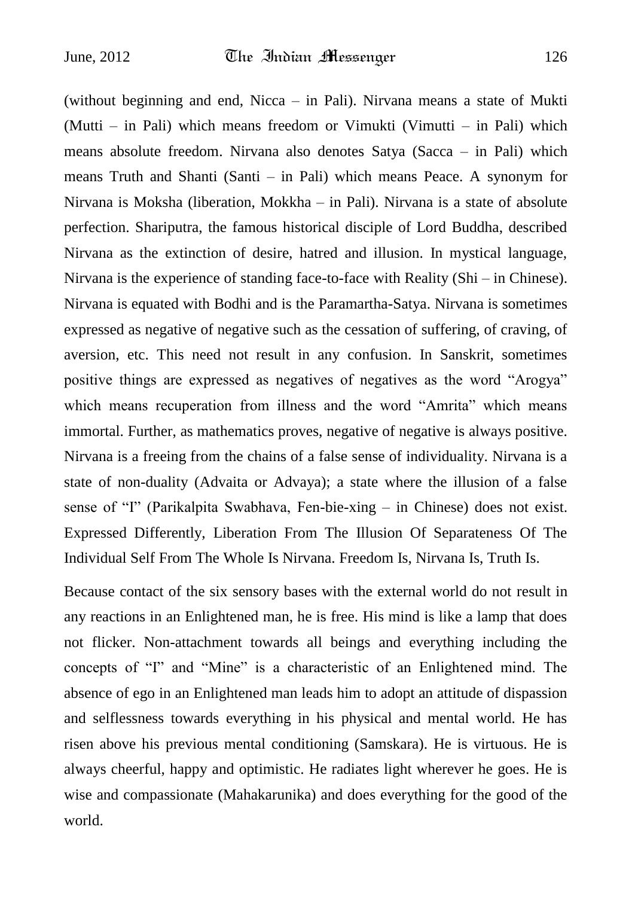(without beginning and end, Nicca – in Pali). Nirvana means a state of Mukti (Mutti – in Pali) which means freedom or Vimukti (Vimutti – in Pali) which means absolute freedom. Nirvana also denotes Satya (Sacca – in Pali) which means Truth and Shanti (Santi – in Pali) which means Peace. A synonym for Nirvana is Moksha (liberation, Mokkha – in Pali). Nirvana is a state of absolute perfection. Shariputra, the famous historical disciple of Lord Buddha, described Nirvana as the extinction of desire, hatred and illusion. In mystical language, Nirvana is the experience of standing face-to-face with Reality (Shi – in Chinese). Nirvana is equated with Bodhi and is the Paramartha-Satya. Nirvana is sometimes expressed as negative of negative such as the cessation of suffering, of craving, of aversion, etc. This need not result in any confusion. In Sanskrit, sometimes positive things are expressed as negatives of negatives as the word "Arogya" which means recuperation from illness and the word "Amrita" which means immortal. Further, as mathematics proves, negative of negative is always positive. Nirvana is a freeing from the chains of a false sense of individuality. Nirvana is a state of non-duality (Advaita or Advaya); a state where the illusion of a false sense of "I" (Parikalpita Swabhava, Fen-bie-xing – in Chinese) does not exist. Expressed Differently, Liberation From The Illusion Of Separateness Of The Individual Self From The Whole Is Nirvana. Freedom Is, Nirvana Is, Truth Is.

Because contact of the six sensory bases with the external world do not result in any reactions in an Enlightened man, he is free. His mind is like a lamp that does not flicker. Non-attachment towards all beings and everything including the concepts of "I" and "Mine" is a characteristic of an Enlightened mind. The absence of ego in an Enlightened man leads him to adopt an attitude of dispassion and selflessness towards everything in his physical and mental world. He has risen above his previous mental conditioning (Samskara). He is virtuous. He is always cheerful, happy and optimistic. He radiates light wherever he goes. He is wise and compassionate (Mahakarunika) and does everything for the good of the world.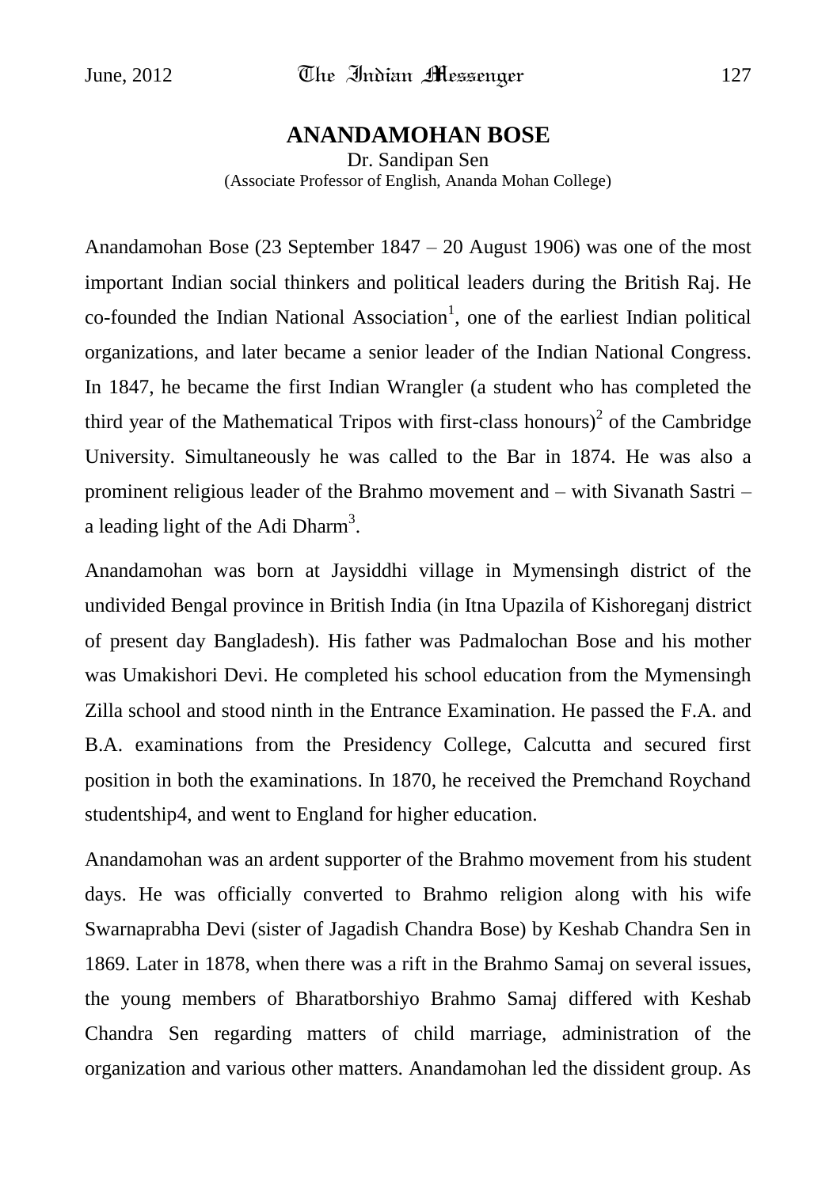# ANANDAMOHAN BOSE

Dr. Sandipan Sen
(Associate Professor of English, Ananda Mohan College)

Anandamohan Bose (23 September 1847 – 20 August 1906) was one of the most important Indian social thinkers and political leaders during the British Raj. He co-founded the Indian National Association[1], one of the earliest Indian political organizations, and later became a senior leader of the Indian National Congress. In 1847, he became the first Indian Wrangler (a student who has completed the third year of the Mathematical Tripos with first-class honours)[2] of the Cambridge University. Simultaneously he was called to the Bar in 1874. He was also a prominent religious leader of the Brahmo movement and – with Sivanath Sastri – a leading light of the Adi Dharm[3].

Anandamohan was born at Jaysiddhi village in Mymensingh district of the undivided Bengal province in British India (in Itna Upazila of Kishoreganj district of present day Bangladesh). His father was Padmalochan Bose and his mother was Umakishori Devi. He completed his school education from the Mymensingh Zilla school and stood ninth in the Entrance Examination. He passed the F.A. and B.A. examinations from the Presidency College, Calcutta and secured first position in both the examinations. In 1870, he received the Premchand Roychand studentship4, and went to England for higher education.

Anandamohan was an ardent supporter of the Brahmo movement from his student days. He was officially converted to Brahmo religion along with his wife Swarnaprabha Devi (sister of Jagadish Chandra Bose) by Keshab Chandra Sen in 1869. Later in 1878, when there was a rift in the Brahmo Samaj on several issues, the young members of Bharatborshiyo Brahmo Samaj differed with Keshab Chandra Sen regarding matters of child marriage, administration of the organization and various other matters. Anandamohan led the dissident group. As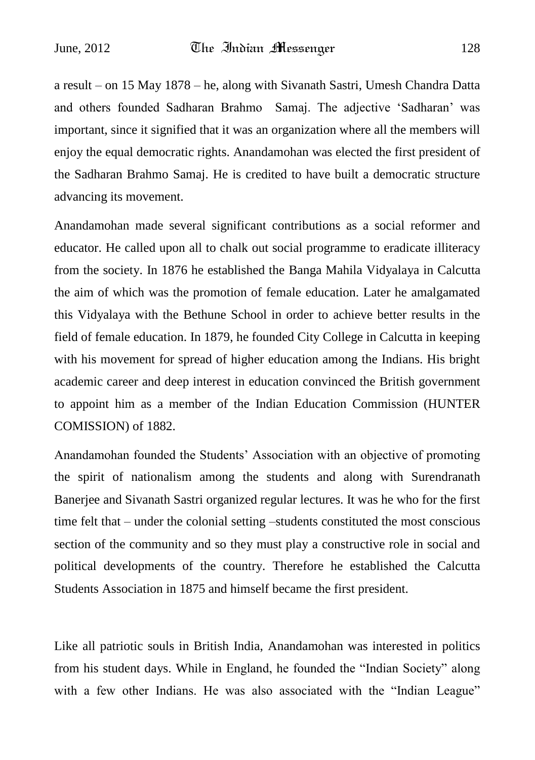a result – on 15 May 1878 – he, along with Sivanath Sastri, Umesh Chandra Datta and others founded Sadharan Brahmo Samaj. The adjective 'Sadharan' was important, since it signified that it was an organization where all the members will enjoy the equal democratic rights. Anandamohan was elected the first president of the Sadharan Brahmo Samaj. He is credited to have built a democratic structure advancing its movement.

Anandamohan made several significant contributions as a social reformer and educator. He called upon all to chalk out social programme to eradicate illiteracy from the society. In 1876 he established the Banga Mahila Vidyalaya in Calcutta the aim of which was the promotion of female education. Later he amalgamated this Vidyalaya with the Bethune School in order to achieve better results in the field of female education. In 1879, he founded City College in Calcutta in keeping with his movement for spread of higher education among the Indians. His bright academic career and deep interest in education convinced the British government to appoint him as a member of the Indian Education Commission (HUNTER COMISSION) of 1882.

Anandamohan founded the Students' Association with an objective of promoting the spirit of nationalism among the students and along with Surendranath Banerjee and Sivanath Sastri organized regular lectures. It was he who for the first time felt that – under the colonial setting –students constituted the most conscious section of the community and so they must play a constructive role in social and political developments of the country. Therefore he established the Calcutta Students Association in 1875 and himself became the first president.

Like all patriotic souls in British India, Anandamohan was interested in politics from his student days. While in England, he founded the "Indian Society" along with a few other Indians. He was also associated with the "Indian League"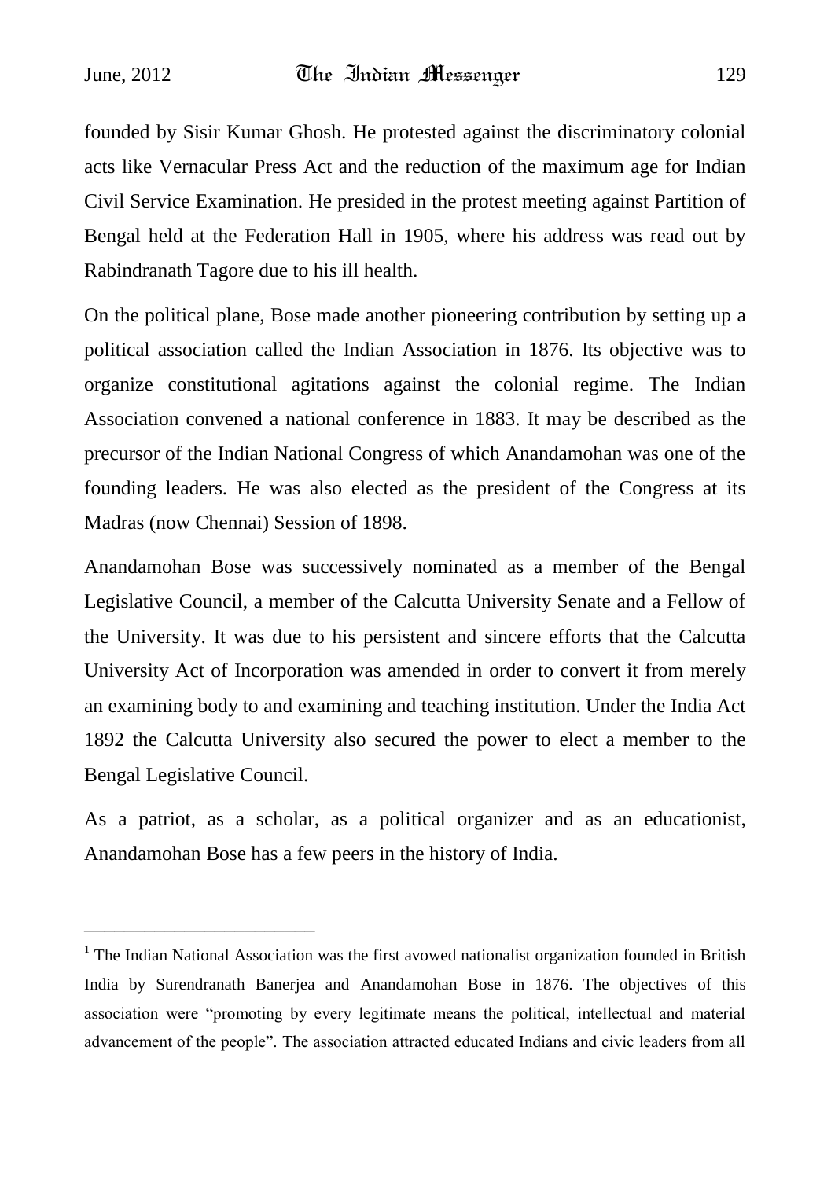founded by Sisir Kumar Ghosh. He protested against the discriminatory colonial acts like Vernacular Press Act and the reduction of the maximum age for Indian Civil Service Examination. He presided in the protest meeting against Partition of Bengal held at the Federation Hall in 1905, where his address was read out by Rabindranath Tagore due to his ill health.

On the political plane, Bose made another pioneering contribution by setting up a political association called the Indian Association in 1876. Its objective was to organize constitutional agitations against the colonial regime. The Indian Association convened a national conference in 1883. It may be described as the precursor of the Indian National Congress of which Anandamohan was one of the founding leaders. He was also elected as the president of the Congress at its Madras (now Chennai) Session of 1898.

Anandamohan Bose was successively nominated as a member of the Bengal Legislative Council, a member of the Calcutta University Senate and a Fellow of the University. It was due to his persistent and sincere efforts that the Calcutta University Act of Incorporation was amended in order to convert it from merely an examining body to and examining and teaching institution. Under the India Act 1892 the Calcutta University also secured the power to elect a member to the Bengal Legislative Council.

As a patriot, as a scholar, as a political organizer and as an educationist, Anandamohan Bose has a few peers in the history of India.

---

[1] The Indian National Association was the first avowed nationalist organization founded in British India by Surendranath Banerjea and Anandamohan Bose in 1876. The objectives of this association were "promoting by every legitimate means the political, intellectual and material advancement of the people". The association attracted educated Indians and civic leaders from all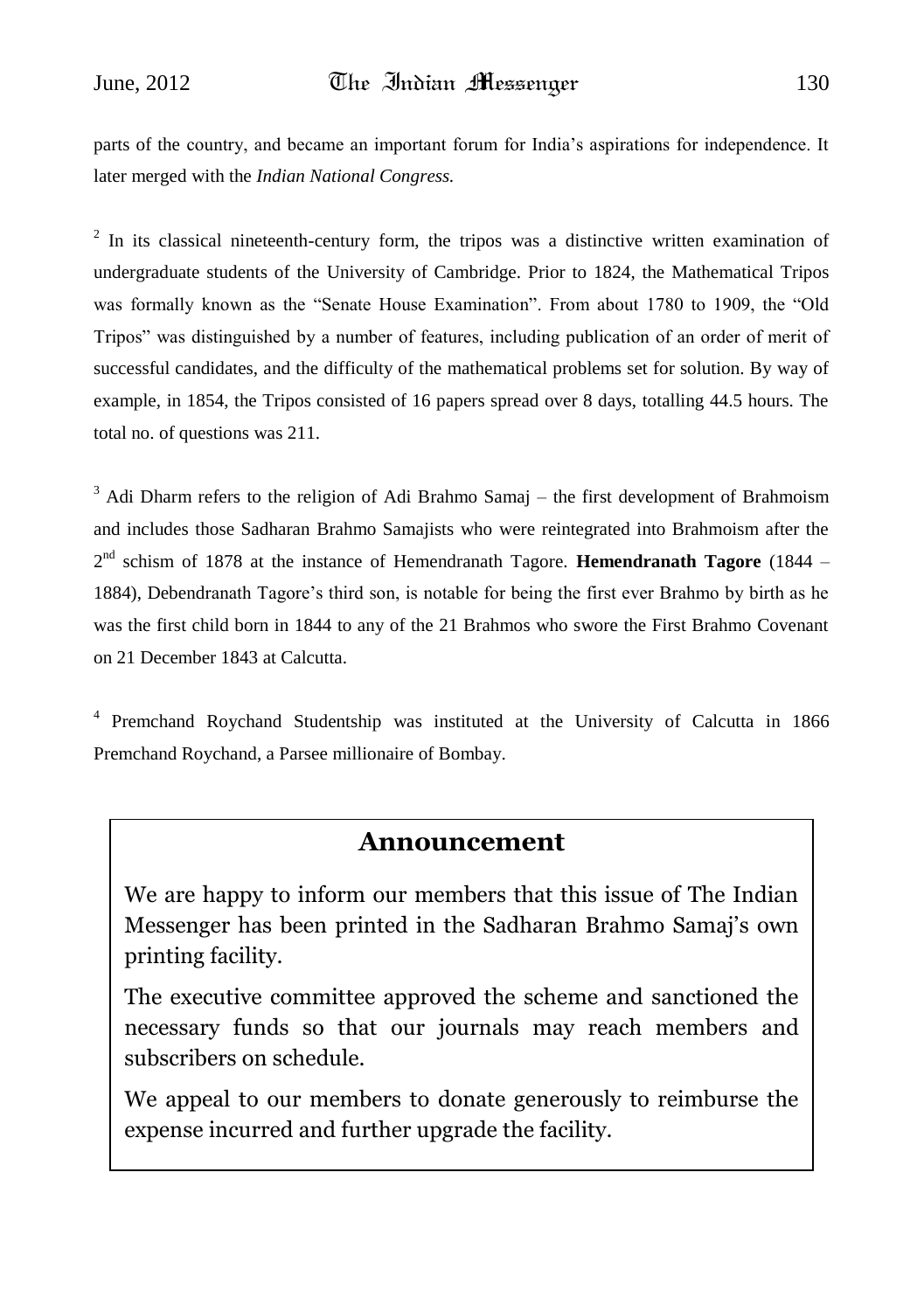parts of the country, and became an important forum for India's aspirations for independence. It later merged with the *Indian National Congress.*

[2] In its classical nineteenth-century form, the tripos was a distinctive written examination of undergraduate students of the University of Cambridge. Prior to 1824, the Mathematical Tripos was formally known as the "Senate House Examination". From about 1780 to 1909, the "Old Tripos" was distinguished by a number of features, including publication of an order of merit of successful candidates, and the difficulty of the mathematical problems set for solution. By way of example, in 1854, the Tripos consisted of 16 papers spread over 8 days, totalling 44.5 hours. The total no. of questions was 211.

[3] Adi Dharm refers to the religion of Adi Brahmo Samaj – the first development of Brahmoism and includes those Sadharan Brahmo Samajists who were reintegrated into Brahmoism after the 2nd schism of 1878 at the instance of Hemendranath Tagore. **Hemendranath Tagore** (1844 – 1884), Debendranath Tagore's third son, is notable for being the first ever Brahmo by birth as he was the first child born in 1844 to any of the 21 Brahmos who swore the First Brahmo Covenant on 21 December 1843 at Calcutta.

[4] Premchand Roychand Studentship was instituted at the University of Calcutta in 1866 Premchand Roychand, a Parsee millionaire of Bombay.

## Announcement

We are happy to inform our members that this issue of The Indian Messenger has been printed in the Sadharan Brahmo Samaj's own printing facility.

The executive committee approved the scheme and sanctioned the necessary funds so that our journals may reach members and subscribers on schedule.

We appeal to our members to donate generously to reimburse the expense incurred and further upgrade the facility.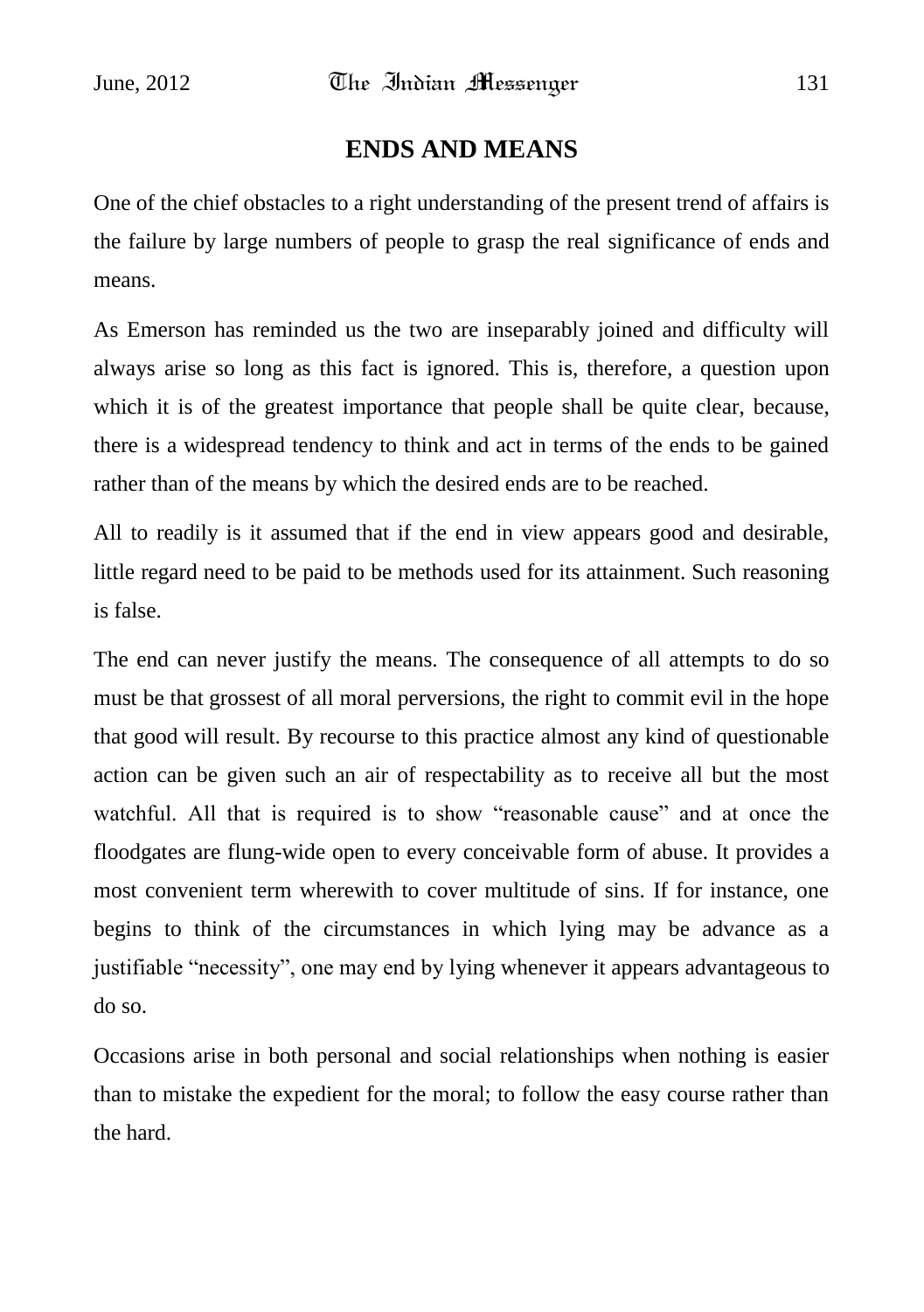# ENDS AND MEANS

One of the chief obstacles to a right understanding of the present trend of affairs is the failure by large numbers of people to grasp the real significance of ends and means.

As Emerson has reminded us the two are inseparably joined and difficulty will always arise so long as this fact is ignored. This is, therefore, a question upon which it is of the greatest importance that people shall be quite clear, because, there is a widespread tendency to think and act in terms of the ends to be gained rather than of the means by which the desired ends are to be reached.

All to readily is it assumed that if the end in view appears good and desirable, little regard need to be paid to be methods used for its attainment. Such reasoning is false.

The end can never justify the means. The consequence of all attempts to do so must be that grossest of all moral perversions, the right to commit evil in the hope that good will result. By recourse to this practice almost any kind of questionable action can be given such an air of respectability as to receive all but the most watchful. All that is required is to show "reasonable cause" and at once the floodgates are flung-wide open to every conceivable form of abuse. It provides a most convenient term wherewith to cover multitude of sins. If for instance, one begins to think of the circumstances in which lying may be advance as a justifiable "necessity", one may end by lying whenever it appears advantageous to do so.

Occasions arise in both personal and social relationships when nothing is easier than to mistake the expedient for the moral; to follow the easy course rather than the hard.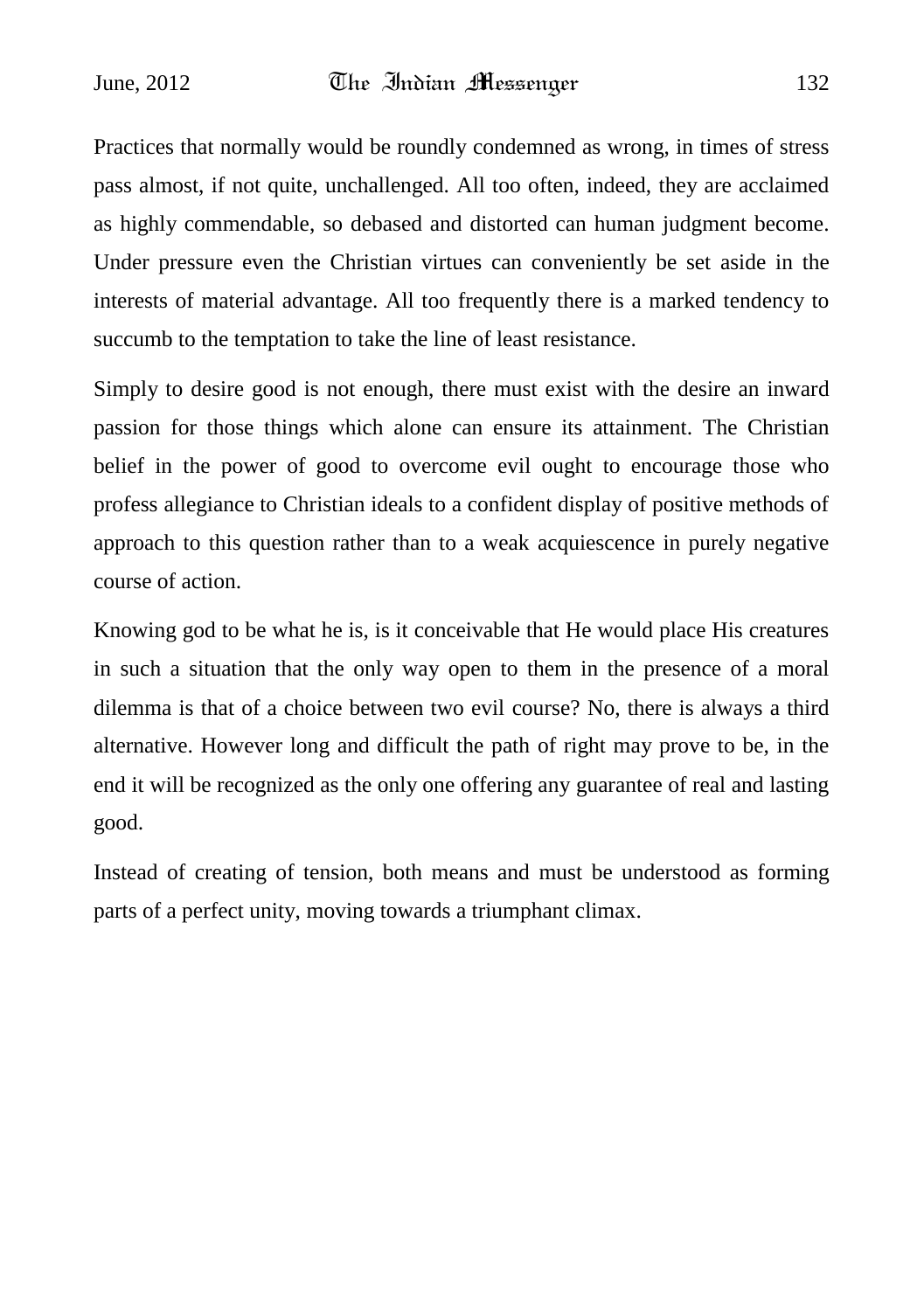Practices that normally would be roundly condemned as wrong, in times of stress pass almost, if not quite, unchallenged. All too often, indeed, they are acclaimed as highly commendable, so debased and distorted can human judgment become. Under pressure even the Christian virtues can conveniently be set aside in the interests of material advantage. All too frequently there is a marked tendency to succumb to the temptation to take the line of least resistance.

Simply to desire good is not enough, there must exist with the desire an inward passion for those things which alone can ensure its attainment. The Christian belief in the power of good to overcome evil ought to encourage those who profess allegiance to Christian ideals to a confident display of positive methods of approach to this question rather than to a weak acquiescence in purely negative course of action.

Knowing god to be what he is, is it conceivable that He would place His creatures in such a situation that the only way open to them in the presence of a moral dilemma is that of a choice between two evil course? No, there is always a third alternative. However long and difficult the path of right may prove to be, in the end it will be recognized as the only one offering any guarantee of real and lasting good.

Instead of creating of tension, both means and must be understood as forming parts of a perfect unity, moving towards a triumphant climax.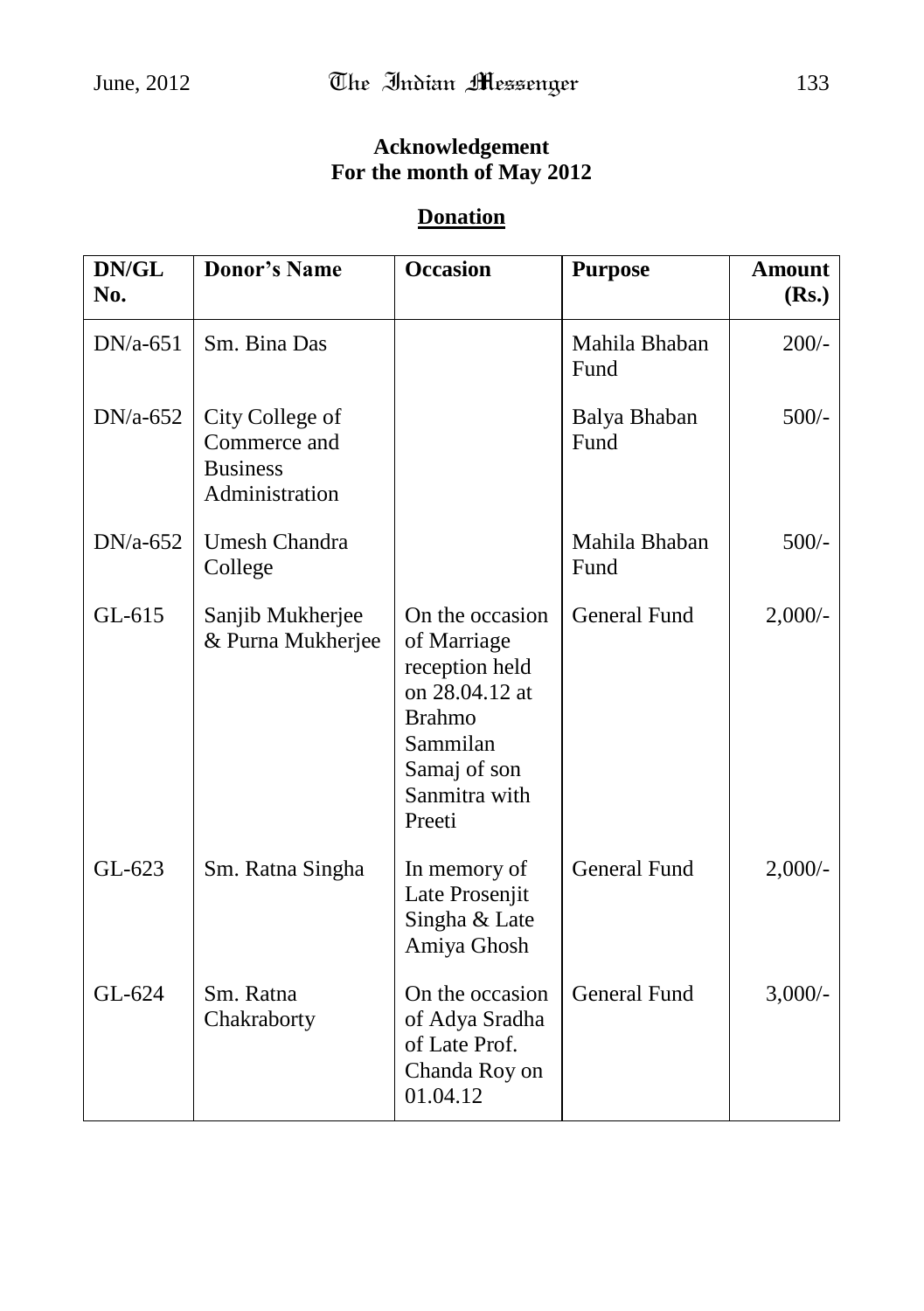**Acknowledgement**
**For the month of May 2012**

## Donation

| DN/GL No. | Donor's Name | Occasion | Purpose | Amount (Rs.) |
|---|---|---|---|---|
| DN/a-651 | Sm. Bina Das | | Mahila Bhaban Fund | 200/- |
| DN/a-652 | City College of Commerce and Business Administration | | Balya Bhaban Fund | 500/- |
| DN/a-652 | Umesh Chandra College | | Mahila Bhaban Fund | 500/- |
| GL-615 | Sanjib Mukherjee & Purna Mukherjee | On the occasion of Marriage reception held on 28.04.12 at Brahmo Sammilan Samaj of son Sanmitra with Preeti | General Fund | 2,000/- |
| GL-623 | Sm. Ratna Singha | In memory of Late Prosenjit Singha & Late Amiya Ghosh | General Fund | 2,000/- |
| GL-624 | Sm. Ratna Chakraborty | On the occasion of Adya Sradha of Late Prof. Chanda Roy on 01.04.12 | General Fund | 3,000/- |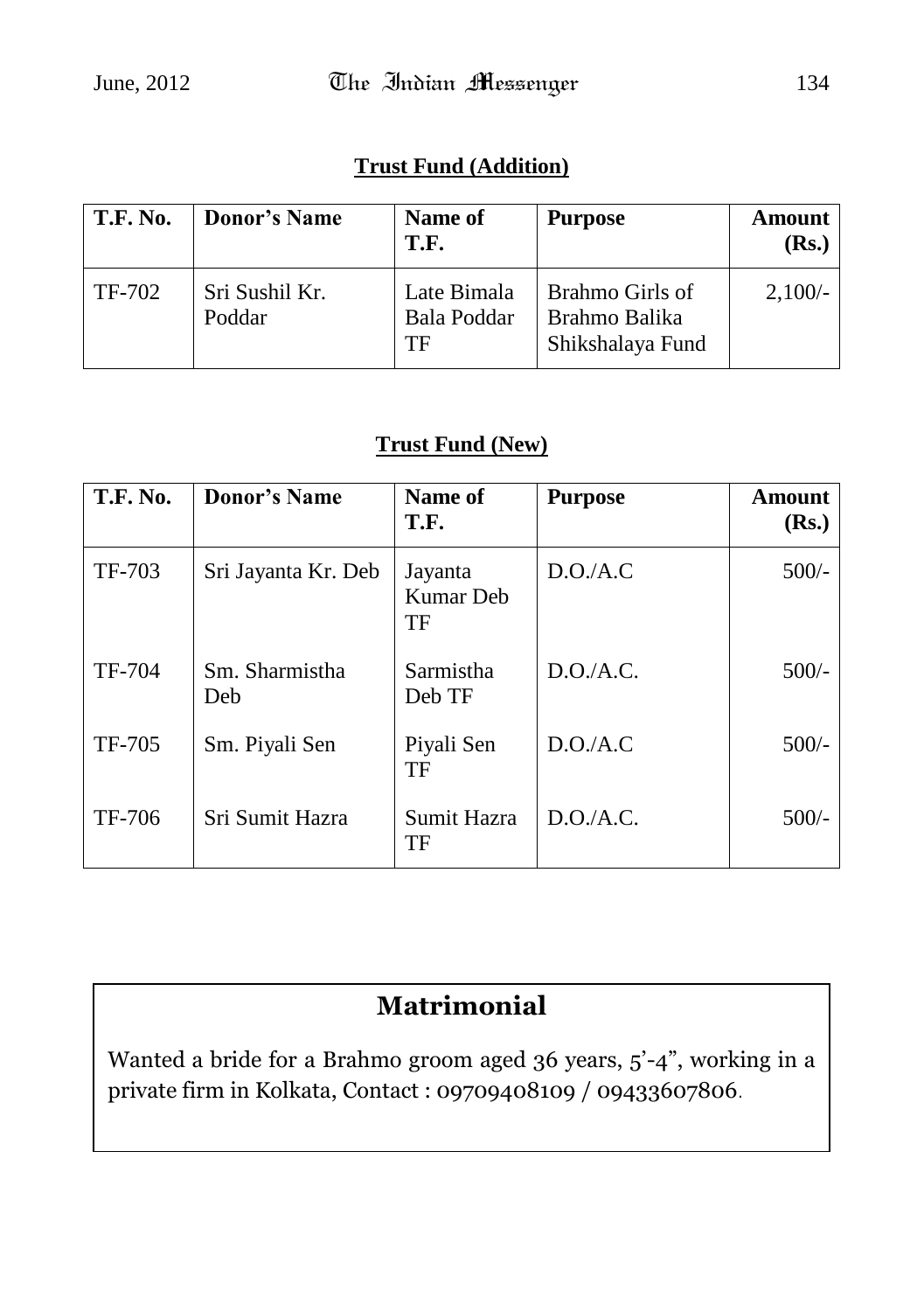## Trust Fund (Addition)

| T.F. No. | Donor's Name | Name of T.F. | Purpose | Amount (Rs.) |
|---|---|---|---|---|
| TF-702 | Sri Sushil Kr. Poddar | Late Bimala Bala Poddar TF | Brahmo Girls of Brahmo Balika Shikshalaya Fund | 2,100/- |

## Trust Fund (New)

| T.F. No. | Donor's Name | Name of T.F. | Purpose | Amount (Rs.) |
|---|---|---|---|---|
| TF-703 | Sri Jayanta Kr. Deb | Jayanta Kumar Deb TF | D.O./A.C | 500/- |
| TF-704 | Sm. Sharmistha Deb | Sarmistha Deb TF | D.O./A.C. | 500/- |
| TF-705 | Sm. Piyali Sen | Piyali Sen TF | D.O./A.C | 500/- |
| TF-706 | Sri Sumit Hazra | Sumit Hazra TF | D.O./A.C. | 500/- |

## Matrimonial

Wanted a bride for a Brahmo groom aged 36 years, 5'-4", working in a private firm in Kolkata, Contact : 09709408109 / 09433607806.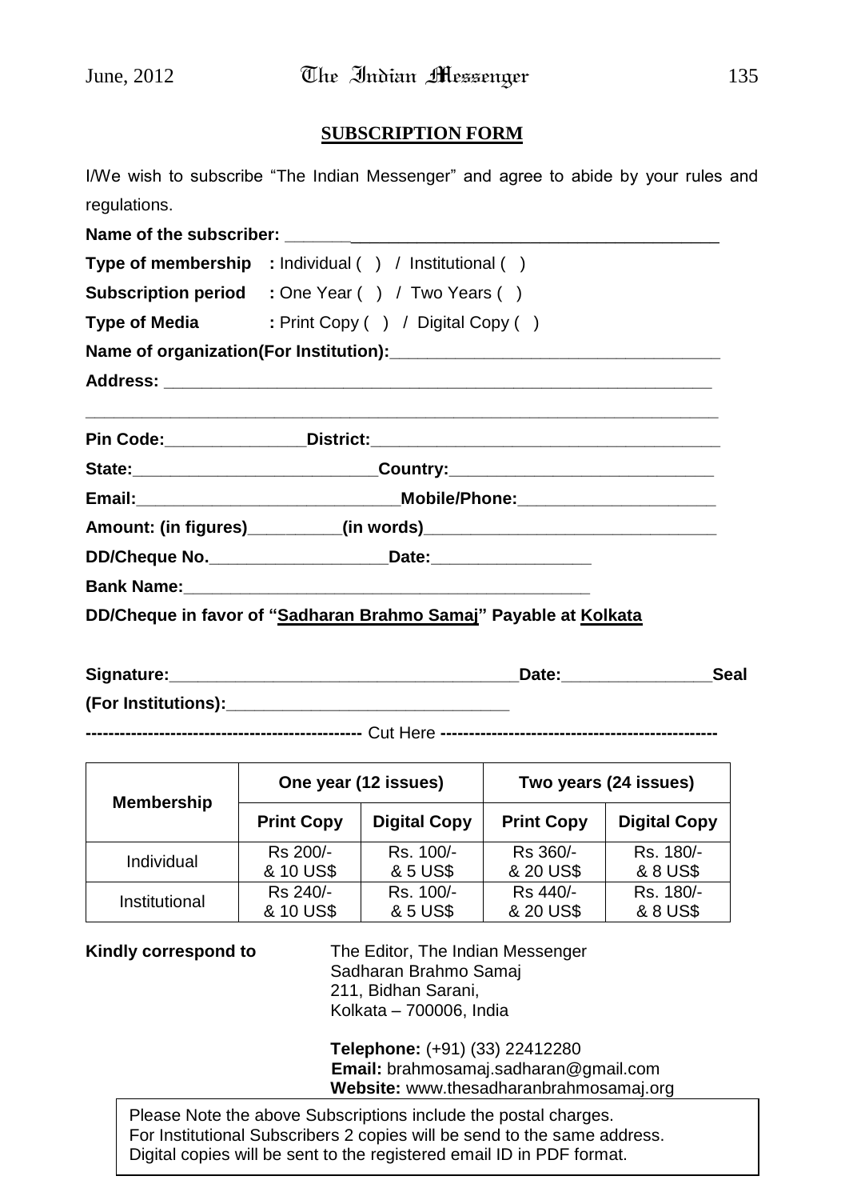## SUBSCRIPTION FORM

I/We wish to subscribe "The Indian Messenger" and agree to abide by your rules and regulations.

**Name of the subscriber:** ________________________________________________

**Type of membership** : Individual ( ) / Institutional ( )

**Subscription period** : One Year ( ) / Two Years ( )

**Type of Media** : Print Copy ( ) / Digital Copy ( )

**Name of organization(For Institution):**____________________________________

**Address:** ____________________________________________________________

_________________________________________________________________________

**Pin Code:**_______________**District:**______________________________________

**State:**__________________________**Country:**____________________________

**Email:**____________________________**Mobile/Phone:**_____________________

**Amount: (in figures)**__________**(in words)**________________________________

**DD/Cheque No.**___________________**Date:**_________________

**Bank Name:**____________________________________________

**DD/Cheque in favor of "Sadharan Brahmo Samaj" Payable at Kolkata**

**Signature:**_____________________________________**Date:**________________**Seal**

**(For Institutions):**______________________________

------------------------------------------------ Cut Here ------------------------------------------------

| Membership | One year (12 issues) | | Two years (24 issues) | |
|---|---|---|---|---|
| | **Print Copy** | **Digital Copy** | **Print Copy** | **Digital Copy** |
| Individual | Rs 200/- & 10 US$ | Rs. 100/- & 5 US$ | Rs 360/- & 20 US$ | Rs. 180/- & 8 US$ |
| Institutional | Rs 240/- & 10 US$ | Rs. 100/- & 5 US$ | Rs 440/- & 20 US$ | Rs. 180/- & 8 US$ |

**Kindly correspond to**

The Editor, The Indian Messenger
Sadharan Brahmo Samaj
211, Bidhan Sarani,
Kolkata – 700006, India

**Telephone:** (+91) (33) 22412280
**Email:** brahmosamaj.sadharan@gmail.com
**Website:** www.thesadharanbrahmosamaj.org

Please Note the above Subscriptions include the postal charges.
For Institutional Subscribers 2 copies will be send to the same address.
Digital copies will be sent to the registered email ID in PDF format.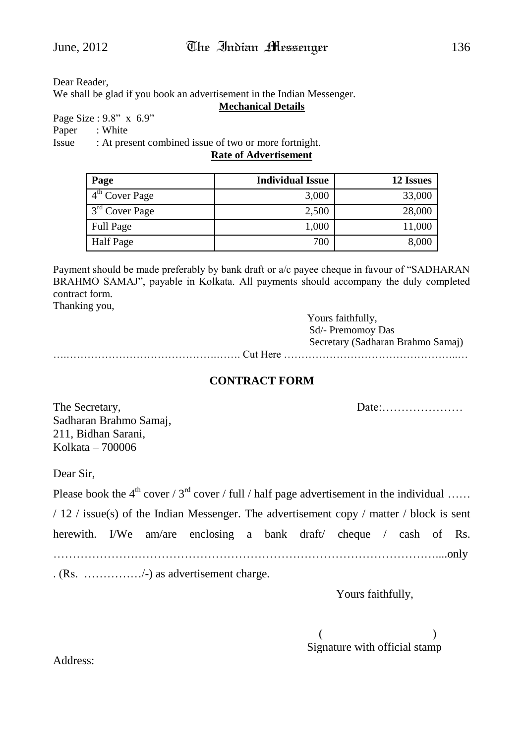Dear Reader,

We shall be glad if you book an advertisement in the Indian Messenger.

**Mechanical Details**

Page Size : 9.8" x 6.9"

Paper : White

Issue : At present combined issue of two or more fortnight.

**Rate of Advertisement**

| Page | Individual Issue | 12 Issues |
|---|---|---|
| 4th Cover Page | 3,000 | 33,000 |
| 3rd Cover Page | 2,500 | 28,000 |
| Full Page | 1,000 | 11,000 |
| Half Page | 700 | 8,000 |

Payment should be made preferably by bank draft or a/c payee cheque in favour of "SADHARAN BRAHMO SAMAJ", payable in Kolkata. All payments should accompany the duly completed contract form.

Thanking you,

Yours faithfully,
Sd/- Premomoy Das
Secretary (Sadharan Brahmo Samaj)

………………………………………………. Cut Here ……………………………………………….

## CONTRACT FORM

The Secretary,
Sadharan Brahmo Samaj,
211, Bidhan Sarani,
Kolkata – 700006

Date:…………………

Dear Sir,

Please book the 4th cover / 3rd cover / full / half page advertisement in the individual …… / 12 / issue(s) of the Indian Messenger. The advertisement copy / matter / block is sent herewith. I/We am/are enclosing a bank draft/ cheque / cash of Rs. …………………………………………………………………………………………....only . (Rs. ……………/-) as advertisement charge.

Yours faithfully,

( )
Signature with official stamp

Address: